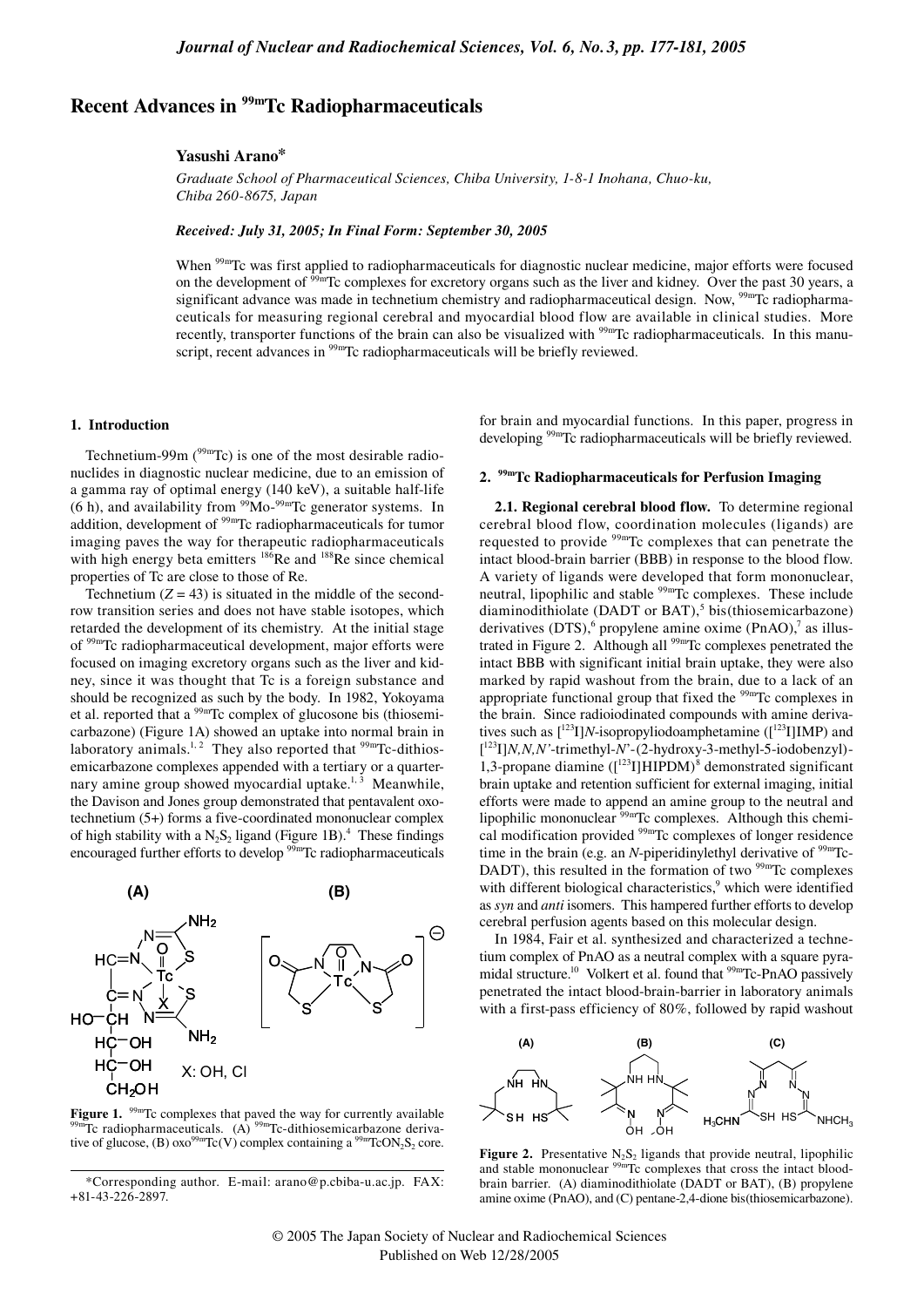# Recent Advances in $^{99m}$Tc Radiopharmaceuticals

**Yasushi Arano***

*Graduate School of Pharmaceutical Sciences, Chiba University, 1-8-1 Inohana, Chuo-ku, Chiba 260-8675, Japan*

***Received: July 31, 2005; In Final Form: September 30, 2005***

When $^{99m}$Tc was first applied to radiopharmaceuticals for diagnostic nuclear medicine, major efforts were focused on the development of $^{99m}$Tc complexes for excretory organs such as the liver and kidney. Over the past 30 years, a significant advance was made in technetium chemistry and radiopharmaceutical design. Now, $^{99m}$Tc radiopharmaceuticals for measuring regional cerebral and myocardial blood flow are available in clinical studies. More recently, transporter functions of the brain can also be visualized with $^{99m}$Tc radiopharmaceuticals. In this manuscript, recent advances in $^{99m}$Tc radiopharmaceuticals will be briefly reviewed.

## 1. Introduction

Technetium-99m ($^{99m}$Tc) is one of the most desirable radionuclides in diagnostic nuclear medicine, due to an emission of a gamma ray of optimal energy (140 keV), a suitable half-life (6 h), and availability from $^{99}$Mo-$^{99m}$Tc generator systems. In addition, development of $^{99m}$Tc radiopharmaceuticals for tumor imaging paves the way for therapeutic radiopharmaceuticals with high energy beta emitters $^{186}$Re and $^{188}$Re since chemical properties of Tc are close to those of Re.

Technetium ($Z = 43$) is situated in the middle of the second-row transition series and does not have stable isotopes, which retarded the development of its chemistry. At the initial stage of $^{99m}$Tc radiopharmaceutical development, major efforts were focused on imaging excretory organs such as the liver and kidney, since it was thought that Tc is a foreign substance and should be recognized as such by the body. In 1982, Yokoyama et al. reported that a $^{99m}$Tc complex of glucosone bis(thiosemicarbazone) (Figure 1A) showed an uptake into normal brain in laboratory animals.[1,2] They also reported that $^{99m}$Tc-dithiosemicarbazone complexes appended with a tertiary or a quarternary amine group showed myocardial uptake.[1,3] Meanwhile, the Davison and Jones group demonstrated that pentavalent oxotechnetium (5+) forms a five-coordinated mononuclear complex of high stability with a $N_2S_2$ ligand (Figure 1B).[4] These findings encouraged further efforts to develop $^{99m}$Tc radiopharmaceuticals for brain and myocardial functions. In this paper, progress in developing $^{99m}$Tc radiopharmaceuticals will be briefly reviewed.

**Figure 1.** $^{99m}$Tc complexes that paved the way for currently available $^{99m}$Tc radiopharmaceuticals. (A) $^{99m}$Tc-dithiosemicarbazone derivative of glucose, (B) oxo$^{99m}$Tc(V) complex containing a $^{99m}TcON_2S_2$ core.

## 2. $^{99m}$Tc Radiopharmaceuticals for Perfusion Imaging

**2.1. Regional cerebral blood flow.** To determine regional cerebral blood flow, coordination molecules (ligands) are requested to provide $^{99m}$Tc complexes that can penetrate the intact blood-brain barrier (BBB) in response to the blood flow. A variety of ligands were developed that form mononuclear, neutral, lipophilic and stable $^{99m}$Tc complexes. These include diaminodithiolate (DADT or BAT),[5] bis(thiosemicarbazone) derivatives (DTS),[6] propylene amine oxime (PnAO),[7] as illustrated in Figure 2. Although all $^{99m}$Tc complexes penetrated the intact BBB with significant initial brain uptake, they were also marked by rapid washout from the brain, due to a lack of an appropriate functional group that fixed the $^{99m}$Tc complexes in the brain. Since radioiodinated compounds with amine derivatives such as [$^{123}$I]*N*-isopropyliodoamphetamine ([$^{123}$I]IMP) and [$^{123}$I]*N,N,N'*-trimethyl-*N'*-(2-hydroxy-3-methyl-5-iodobenzyl)-1,3-propane diamine ([$^{123}$I]HIPDM)[8] demonstrated significant brain uptake and retention sufficient for external imaging, initial efforts were made to append an amine group to the neutral and lipophilic mononuclear $^{99m}$Tc complexes. Although this chemical modification provided $^{99m}$Tc complexes of longer residence time in the brain (e.g. an *N*-piperidinylethyl derivative of $^{99m}$Tc-DADT), this resulted in the formation of two $^{99m}$Tc complexes with different biological characteristics,[9] which were identified as *syn* and *anti* isomers. This hampered further efforts to develop cerebral perfusion agents based on this molecular design.

In 1984, Fair et al. synthesized and characterized a technetium complex of PnAO as a neutral complex with a square pyramidal structure.[10] Volkert et al. found that $^{99m}$Tc-PnAO passively penetrated the intact blood-brain-barrier in laboratory animals with a first-pass efficiency of 80%, followed by rapid washout

**Figure 2.** Presentative $N_2S_2$ ligands that provide neutral, lipophilic and stable mononuclear $^{99m}$Tc complexes that cross the intact blood-brain barrier. (A) diaminodithiolate (DADT or BAT), (B) propylene amine oxime (PnAO), and (C) pentane-2,4-dione bis(thiosemicarbazone).

*Corresponding author. E-mail: arano@p.cbiba-u.ac.jp. FAX: +81-43-226-2897.

© 2005 The Japan Society of Nuclear and Radiochemical Sciences
Published on Web 12/28/2005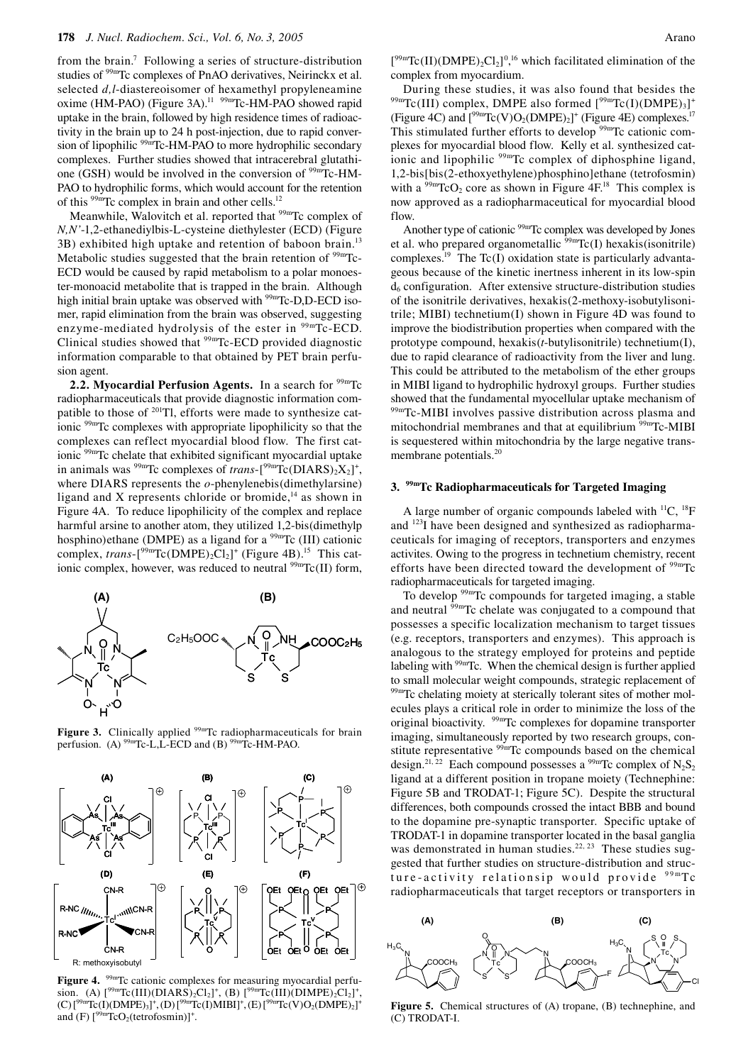from the brain.[7] Following a series of structure-distribution studies of $^{99m}$Tc complexes of PnAO derivatives, Neirinckx et al. selected *d,l*-diastereoisomer of hexamethyl propyleneamine oxime (HM-PAO) (Figure 3A).[11] $^{99m}$Tc-HM-PAO showed rapid uptake in the brain, followed by high residence times of radioactivity in the brain up to 24 h post-injection, due to rapid conversion of lipophilic $^{99m}$Tc-HM-PAO to more hydrophilic secondary complexes. Further studies showed that intracerebral glutathione (GSH) would be involved in the conversion of $^{99m}$Tc-HM-PAO to hydrophilic forms, which would account for the retention of this $^{99m}$Tc complex in brain and other cells.[12]

Meanwhile, Walovitch et al. reported that $^{99m}$Tc complex of *N,N'*-1,2-ethanediylbis-L-cysteine diethylester (ECD) (Figure 3B) exhibited high uptake and retention of baboon brain.[13] Metabolic studies suggested that the brain retention of $^{99m}$Tc-ECD would be caused by rapid metabolism to a polar monoester-monoacid metabolite that is trapped in the brain. Although high initial brain uptake was observed with $^{99m}$Tc-D,D-ECD isomer, rapid elimination from the brain was observed, suggesting enzyme-mediated hydrolysis of the ester in $^{99m}$Tc-ECD. Clinical studies showed that $^{99m}$Tc-ECD provided diagnostic information comparable to that obtained by PET brain perfusion agent.

**2.2. Myocardial Perfusion Agents.** In a search for $^{99m}$Tc radiopharmaceuticals that provide diagnostic information compatible to those of $^{201}$Tl, efforts were made to synthesize cationic $^{99m}$Tc complexes with appropriate lipophilicity so that the complexes can reflect myocardial blood flow. The first cationic $^{99m}$Tc chelate that exhibited significant myocardial uptake in animals was $^{99m}$Tc complexes of *trans*-[$^{99m}$Tc(DIARS)$_2$X$_2$]$^+$, where DIARS represents the *o*-phenylenebis(dimethylarsine) ligand and X represents chloride or bromide,[14] as shown in Figure 4A. To reduce lipophilicity of the complex and replace harmful arsine to another atom, they utilized 1,2-bis(dimethylphosphino)ethane (DMPE) as a ligand for a $^{99m}$Tc (III) cationic complex, *trans*-[$^{99m}$Tc(DMPE)$_2$Cl$_2$]$^+$ (Figure 4B).[15] This cationic complex, however, was reduced to neutral $^{99m}$Tc(II) form, [$^{99m}$Tc(II)(DMPE)$_2$Cl$_2$]$^0$,[16] which facilitated elimination of the complex from myocardium.

**Figure 3.** Clinically applied $^{99m}$Tc radiopharmaceuticals for brain perfusion. (A) $^{99m}$Tc-L,L-ECD and (B) $^{99m}$Tc-HM-PAO.

**Figure 4.** $^{99m}$Tc cationic complexes for measuring myocardial perfusion. (A) [$^{99m}$Tc(III)(DIARS)$_2$Cl$_2$]$^+$, (B) [$^{99m}$Tc(III)(DIMPE)$_2$Cl$_2$]$^+$, (C) [$^{99m}$Tc(I)(DMPE)$_3$]$^+$, (D) [$^{99m}$Tc(I)MIBI]$^+$, (E) [$^{99m}$Tc(V)O$_2$(DMPE)$_2$]$^+$ and (F) [$^{99m}$TcO$_2$(tetrofosmin)]$^+$.

During these studies, it was also found that besides the $^{99m}$Tc(III) complex, DMPE also formed [$^{99m}$Tc(I)(DMPE)$_3$]$^+$ (Figure 4C) and [$^{99m}$Tc(V)O$_2$(DMPE)$_2$]$^+$ (Figure 4E) complexes.[17] This stimulated further efforts to develop $^{99m}$Tc cationic complexes for myocardial blood flow. Kelly et al. synthesized cationic and lipophilic $^{99m}$Tc complex of diphosphine ligand, 1,2-bis[bis(2-ethoxyethylene)phosphino]ethane (tetrofosmin) with a $^{99m}$TcO$_2$ core as shown in Figure 4F.[18] This complex is now approved as a radiopharmaceutical for myocardial blood flow.

Another type of cationic $^{99m}$Tc complex was developed by Jones et al. who prepared organometallic $^{99m}$Tc(I) hexakis(isonitrile) complexes.[19] The Tc(I) oxidation state is particularly advantageous because of the kinetic inertness inherent in its low-spin $d_6$ configuration. After extensive structure-distribution studies of the isonitrile derivatives, hexakis(2-methoxy-isobutylisonitrile; MIBI) technetium(I) shown in Figure 4D was found to improve the biodistribution properties when compared with the prototype compound, hexakis(*t*-butylisonitrile) technetium(I), due to rapid clearance of radioactivity from the liver and lung. This could be attributed to the metabolism of the ether groups in MIBI ligand to hydrophilic hydroxyl groups. Further studies showed that the fundamental myocellular uptake mechanism of $^{99m}$Tc-MIBI involves passive distribution across plasma and mitochondrial membranes and that at equilibrium $^{99m}$Tc-MIBI is sequestered within mitochondria by the large negative transmembrane potentials.[20]

## 3. $^{99m}$Tc Radiopharmaceuticals for Targeted Imaging

A large number of organic compounds labeled with $^{11}$C, $^{18}$F and $^{123}$I have been designed and synthesized as radiopharmaceuticals for imaging of receptors, transporters and enzymes activites. Owing to the progress in technetium chemistry, recent efforts have been directed toward the development of $^{99m}$Tc radiopharmaceuticals for targeted imaging.

To develop $^{99m}$Tc compounds for targeted imaging, a stable and neutral $^{99m}$Tc chelate was conjugated to a compound that possesses a specific localization mechanism to target tissues (e.g. receptors, transporters and enzymes). This approach is analogous to the strategy employed for proteins and peptide labeling with $^{99m}$Tc. When the chemical design is further applied to small molecular weight compounds, strategic replacement of $^{99m}$Tc chelating moiety at sterically tolerant sites of mother molecules plays a critical role in order to minimize the loss of the original bioactivity. $^{99m}$Tc complexes for dopamine transporter imaging, simultaneously reported by two research groups, constitute representative $^{99m}$Tc compounds based on the chemical design.[21, 22] Each compound possesses a $^{99m}$Tc complex of N$_2$S$_2$ ligand at a different position in tropane moiety (Technephine: Figure 5B and TRODAT-1; Figure 5C). Despite the structural differences, both compounds crossed the intact BBB and bound to the dopamine pre-synaptic transporter. Specific uptake of TRODAT-1 in dopamine transporter located in the basal ganglia was demonstrated in human studies.[22, 23] These studies suggested that further studies on structure-distribution and structure-activity relationship would provide $^{99m}$Tc radiopharmaceuticals that target receptors or transporters in

**Figure 5.** Chemical structures of (A) tropane, (B) technephine, and (C) TRODAT-I.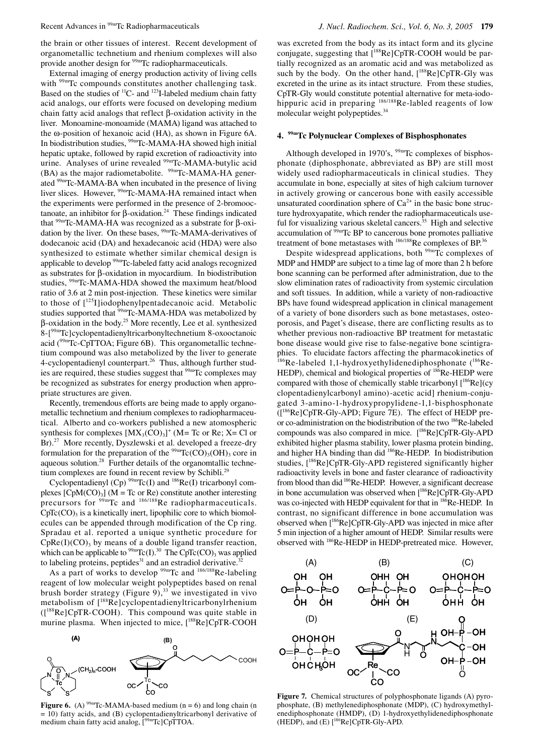the brain or other tissues of interest. Recent development of organometallic technetium and rhenium complexes will also provide another design for $^{99m}$Tc radiopharmaceuticals.

External imaging of energy production activity of living cells with $^{99m}$Tc compounds constitutes another challenging task. Based on the studies of $^{11}$C- and $^{123}$I-labeled medium chain fatty acid analogs, our efforts were focused on developing medium chain fatty acid analogs that reflect β-oxidation activity in the liver. Monoamine-monoamide (MAMA) ligand was attached to the ω-position of hexanoic acid (HA), as shown in Figure 6A. In biodistribution studies, $^{99m}$Tc-MAMA-HA showed high initial hepatic uptake, followed by rapid excretion of radioactivity into urine. Analyses of urine revealed $^{99m}$Tc-MAMA-butylic acid (BA) as the major radiometabolite. $^{99m}$Tc-MAMA-HA generated $^{99m}$Tc-MAMA-BA when incubated in the presence of living liver slices. However, $^{99m}$Tc-MAMA-HA remained intact when the experiments were performed in the presence of 2-bromooctanoate, an inhibitor for β-oxidation.[24] These findings indicated that $^{99m}$Tc-MAMA-HA was recognized as a substrate for β-oxidation by the liver. On these bases, $^{99m}$Tc-MAMA-derivatives of dodecanoic acid (DA) and hexadecanoic acid (HDA) were also synthesized to estimate whether similar chemical design is applicable to develop $^{99m}$Tc-labeled fatty acid analogs recognized as substrates for β-oxidation in myocardium. In biodistribution studies, $^{99m}$Tc-MAMA-HDA showed the maximum heat/blood ratio of 3.6 at 2 min post-injection. These kinetics were similar to those of [$^{125}$I]iodophenylpentadecanoic acid. Metabolic studies supported that $^{99m}$Tc-MAMA-HDA was metabolized by β-oxidation in the body.[25] More recently, Lee et al. synthesized 8-[$^{99m}$Tc]cyclopentadienyltricarbonyltechnetium 8-oxooctanoic acid ($^{99m}$Tc-CpTTOA; Figure 6B). This organometallic technetium compound was also metabolized by the liver to generate 4-cyclopentadienyl counterpart.[26] Thus, although further studies are required, these studies suggest that $^{99m}$Tc complexes may be recognized as substrates for energy production when appropriate structures are given.

Recently, tremendous efforts are being made to apply organometallic technetium and rhenium complexes to radiopharmaceutical. Alberto and co-workers published a new atomospheric synthesis for complexes $[MX_3(CO)_3]^+$ (M= Tc or Re; X= Cl or Br).[27] More recently, Dyszlewski et al. developed a freeze-dry formulation for the preparation of the $^{99m}Tc(CO)_3(OH)_3$ core in aqueous solution.[28] Further details of the organometallic technetium complexes are found in recent review by Schibli.[29]

Cyclopentadienyl (Cp) $^{99m}$Tc(I) and $^{186}$Re(I) tricarbonyl complexes $[CpM(CO)_3]$ (M = Tc or Re) constitute another interesting precursors for $^{99m}$Tc and $^{186/188}$Re radiopharmaceuticals. $CpTc(CO)_3$ is a kinetically inert, lipophilic core to which biomolecules can be appended through modification of the Cp ring. Spradau et al. reported a unique synthetic procedure for $CpRe(I)(CO)_3$ by means of a double ligand transfer reaction, which can be applicable to $^{99m}$Tc(I).[30] The $CpTc(CO)_3$ was applied to labeling proteins, peptides[31] and an estradiol derivative.[32]

As a part of works to develop $^{99m}$Tc and $^{186/188}$Re-labeling reagent of low molecular weight polypeptides based on renal brush border strategy (Figure 9),[33] we investigated in vivo metabolism of [$^{188}$Re]cyclopentadienyltricarbonylrhenium ([$^{188}$Re]CpTR-COOH). This compound was quite stable in murine plasma. When injected to mice, [$^{188}$Re]CpTR-COOH was excreted from the body as its intact form and its glycine conjugate, suggesting that [$^{188}$Re]CpTR-COOH would be partially recognized as an aromatic acid and was metabolized as such by the body. On the other hand, [$^{188}$Re]CpTR-Gly was excreted in the urine as its intact structure. From these studies, CpTR-Gly would constitute potential alternative for meta-iodohippuric acid in preparing $^{186/188}$Re-labled reagents of low molecular weight polypeptides.[34]

**Figure 6.** (A) $^{99m}$Tc-MAMA-based medium (n = 6) and long chain (n = 10) fatty acids, and (B) cyclopentadienyltricarbonyl derivative of medium chain fatty acid analog, [$^{99m}$Tc]CpTTOA.

## 4. $^{99m}$Tc Polynuclear Complexes of Bisphosphonates

Although developed in 1970's, $^{99m}$Tc complexes of bisphosphonate (diphosphonate, abbreviated as BP) are still most widely used radiopharmaceuticals in clinical studies. They accumulate in bone, especially at sites of high calcium turnover in actively growing or cancerous bone with easily accessible unsaturated coordination sphere of $Ca^{2+}$ in the basic bone structure hydroxyapatite, which render the radiopharmaceuticals useful for visualizing various skeletal cancers.[35] High and selective accumulation of $^{99m}$Tc BP to cancerous bone promotes palliative treatment of bone metastases with $^{186/188}$Re complexes of BP.[36]

Despite widespread applications, both $^{99m}$Tc complexes of MDP and HMDP are subject to a time lag of more than 2 h before bone scanning can be performed after administration, due to the slow elimination rates of radioactivity from systemic circulation and soft tissues. In addition, while a variety of non-radioactive BPs have found widespread application in clinical management of a variety of bone disorders such as bone metastases, osteoporosis, and Paget's disease, there are conflicting results as to whether previous non-radioactive BP treatment for metastatic bone disease would give rise to false-negative bone scintigraphies. To elucidate factors affecting the pharmacokinetics of $^{186}$Re-labeled 1,1-hydroxyethylidenediphosphonate ($^{186}$Re-HEDP), chemical and biological properties of $^{186}$Re-HEDP were compared with those of chemically stable tricarbonyl [$^{186}$Re](cyclopentadienylcarbonyl amino)-acetic acid] rhenium-conjugated 3-amino-1-hydroxypropylidene-1,1-bisphosphonate ([$^{186}$Re]CpTR-Gly-APD; Figure 7E). The effect of HEDP pre- or co-administration on the biodistribution of the two $^{186}$Re-labeled compounds was also compared in mice. [$^{186}$Re]CpTR-Gly-APD exhibited higher plasma stability, lower plasma protein binding, and higher HA binding than did $^{186}$Re-HEDP. In biodistribution studies, [$^{186}$Re]CpTR-Gly-APD registered significantly higher radioactivity levels in bone and faster clearance of radioactivity from blood than did $^{186}$Re-HEDP. However, a significant decrease in bone accumulation was observed when [$^{186}$Re]CpTR-Gly-APD was co-injected with HEDP equivalent for that in $^{186}$Re-HEDP. In contrast, no significant difference in bone accumulation was observed when [$^{186}$Re]CpTR-Gly-APD was injected in mice after 5 min injection of a higher amount of HEDP. Similar results were observed with $^{186}$Re-HEDP in HEDP-pretreated mice. However,

**Figure 7.** Chemical structures of polyphosphonate ligands (A) pyrophosphate, (B) methylenediphosphonate (MDP), (C) hydroxymethylenediphosphonate (HMDP), (D) 1-hydroxyethylidenediphosphonate (HEDP), and (E) [$^{186}$Re]CpTR-Gly-APD.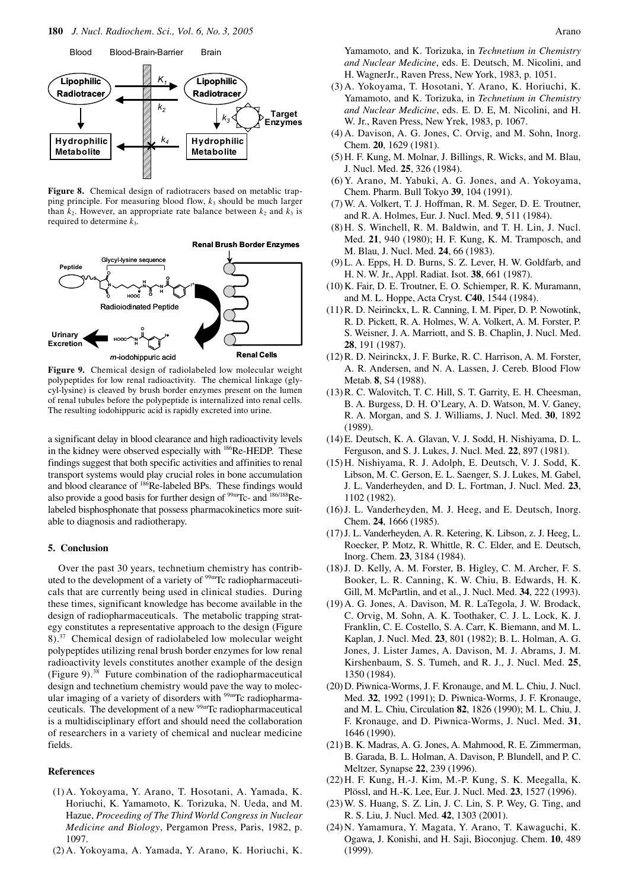**Figure 8.** Chemical design of radiotracers based on metablic trapping principle. For measuring blood flow, $k_3$ should be much larger than $k_2$. However, an appropriate rate balance between $k_2$ and $k_3$ is required to determine $k_3$.

**Figure 9.** Chemical design of radiolabeled low molecular weight polypeptides for low renal radioactivity. The chemical linkage (glycyl-lysine) is cleaved by brush border enzymes present on the lumen of renal tubules before the polypeptide is internalized into renal cells. The resulting iodohippuric acid is rapidly excreted into urine.

a significant delay in blood clearance and high radioactivity levels in the kidney were observed especially with $^{186}$Re-HEDP. These findings suggest that both specific activities and affinities to renal transport systems would play crucial roles in bone accumulation and blood clearance of $^{186}$Re-labeled BPs. These findings would also provide a good basis for further design of $^{99m}$Tc- and $^{186/188}$Re-labeled bisphosphonate that possess pharmacokinetics more suitable to diagnosis and radiotherapy.

## 5. Conclusion

Over the past 30 years, technetium chemistry has contributed to the development of a variety of $^{99m}$Tc radiopharmaceuticals that are currently being used in clinical studies. During these times, significant knowledge has become available in the design of radiopharmaceuticals. The metabolic trapping strategy constitutes a representative approach to the design (Figure 8).[37] Chemical design of radiolabeled low molecular weight polypeptides utilizing renal brush border enzymes for low renal radioactivity levels constitutes another example of the design (Figure 9).[38] Future combination of the radiopharmaceutical design and technetium chemistry would pave the way to molecular imaging of a variety of disorders with $^{99m}$Tc radiopharmaceuticals. The development of a new $^{99m}$Tc radiopharmaceutical is a multidisciplinary effort and should need the collaboration of researchers in a variety of chemical and nuclear medicine fields.

## References

(1) A. Yokoyama, Y. Arano, T. Hosotani, A. Yamada, K. Horiuchi, K. Yamamoto, K. Torizuka, N. Ueda, and M. Hazue, *Proceeding of The Third World Congress in Nuclear Medicine and Biology*, Pergamon Press, Paris, 1982, p. 1097.

(2) A. Yokoyama, A. Yamada, Y. Arano, K. Horiuchi, K. Yamamoto, and K. Torizuka, in *Technetium in Chemistry and Nuclear Medicine*, eds. E. Deutsch, M. Nicolini, and H. WagnerJr., Raven Press, New York, 1983, p. 1051.

(3) A. Yokoyama, T. Hosotani, Y. Arano, K. Horiuchi, K. Yamamoto, and K. Torizuka, in *Technetium in Chemistry and Nuclear Medicine*, eds. E. D. E, M. Nicolini, and H. W. Jr., Raven Press, New Yrek, 1983, p. 1067.

(4) A. Davison, A. G. Jones, C. Orvig, and M. Sohn, Inorg. Chem. **20**, 1629 (1981).

(5) H. F. Kung, M. Molnar, J. Billings, R. Wicks, and M. Blau, J. Nucl. Med. **25**, 326 (1984).

(6) Y. Arano, M. Yabuki, A. G. Jones, and A. Yokoyama, Chem. Pharm. Bull Tokyo **39**, 104 (1991).

(7) W. A. Volkert, T. J. Hoffman, R. M. Seger, D. E. Troutner, and R. A. Holmes, Eur. J. Nucl. Med. **9**, 511 (1984).

(8) H. S. Winchell, R. M. Baldwin, and T. H. Lin, J. Nucl. Med. **21**, 940 (1980); H. F. Kung, K. M. Tramposch, and M. Blau, J. Nucl. Med. **24**, 66 (1983).

(9) L. A. Epps, H. D. Burns, S. Z. Lever, H. W. Goldfarb, and H. N. W. Jr., Appl. Radiat. Isot. **38**, 661 (1987).

(10) K. Fair, D. E. Troutner, E. O. Schiemper, R. K. Muramann, and M. L. Hoppe, Acta Cryst. **C40**, 1544 (1984).

(11) R. D. Neirinckx, L. R. Canning, I. M. Piper, D. P. Nowotink, R. D. Pickett, R. A. Holmes, W. A. Volkert, A. M. Forster, P. S. Weisner, J. A. Marriott, and S. B. Chaplin, J. Nucl. Med. **28**, 191 (1987).

(12) R. D. Neirinckx, J. F. Burke, R. C. Harrison, A. M. Forster, A. R. Andersen, and N. A. Lassen, J. Cereb. Blood Flow Metab. **8**, S4 (1988).

(13) R. C. Walovitch, T. C. Hill, S. T. Garrity, E. H. Cheesman, B. A. Burgess, D. H. O'Leary, A. D. Watson, M. V. Ganey, R. A. Morgan, and S. J. Williams, J. Nucl. Med. **30**, 1892 (1989).

(14) E. Deutsch, K. A. Glavan, V. J. Sodd, H. Nishiyama, D. L. Ferguson, and S. J. Lukes, J. Nucl. Med. **22**, 897 (1981).

(15) H. Nishiyama, R. J. Adolph, E. Deutsch, V. J. Sodd, K. Libson, M. C. Gerson, E. L. Saenger, S. J. Lukes, M. Gabel, J. L. Vanderheyden, and D. L. Fortman, J. Nucl. Med. **23**, 1102 (1982).

(16) J. L. Vanderheyden, M. J. Heeg, and E. Deutsch, Inorg. Chem. **24**, 1666 (1985).

(17) J. L. Vanderheyden, A. R. Ketering, K. Libson, z. J. Heeg, L. Roecker, P. Motz, R. Whittle, R. C. Elder, and E. Deutsch, Inorg. Chem. **23**, 3184 (1984).

(18) J. D. Kelly, A. M. Forster, B. Higley, C. M. Archer, F. S. Booker, L. R. Canning, K. W. Chiu, B. Edwards, H. K. Gill, M. McPartlin, and et al., J. Nucl. Med. **34**, 222 (1993).

(19) A. G. Jones, A. Davison, M. R. LaTegola, J. W. Brodack, C. Orvig, M. Sohn, A. K. Toothaker, C. J. L. Lock, K. J. Franklin, C. E. Costello, S. A. Carr, K. Biemann, and M. L. Kaplan, J. Nucl. Med. **23**, 801 (1982); B. L. Holman, A. G. Jones, J. Lister James, A. Davison, M. J. Abrams, J. M. Kirshenbaum, S. S. Tumeh, and R. J., J. Nucl. Med. **25**, 1350 (1984).

(20) D. Piwnica-Worms, J. F. Kronauge, and M. L. Chiu, J. Nucl. Med. **32**, 1992 (1991); D. Piwnica-Worms, J. F. Kronauge, and M. L. Chiu, Circulation **82**, 1826 (1990); M. L. Chiu, J. F. Kronauge, and D. Piwnica-Worms, J. Nucl. Med. **31**, 1646 (1990).

(21) B. K. Madras, A. G. Jones, A. Mahmood, R. E. Zimmerman, B. Garada, B. L. Holman, A. Davison, P. Blundell, and P. C. Meltzer, Synapse **22**, 239 (1996).

(22) H. F. Kung, H.-J. Kim, M.-P. Kung, S. K. Meegalla, K. Plössl, and H.-K. Lee, Eur. J. Nucl. Med. **23**, 1527 (1996).

(23) W. S. Huang, S. Z. Lin, J. C. Lin, S. P. Wey, G. Ting, and R. S. Liu, J. Nucl. Med. **42**, 1303 (2001).

(24) N. Yamamura, Y. Magata, Y. Arano, T. Kawaguchi, K. Ogawa, J. Konishi, and H. Saji, Bioconjug. Chem. **10**, 489 (1999).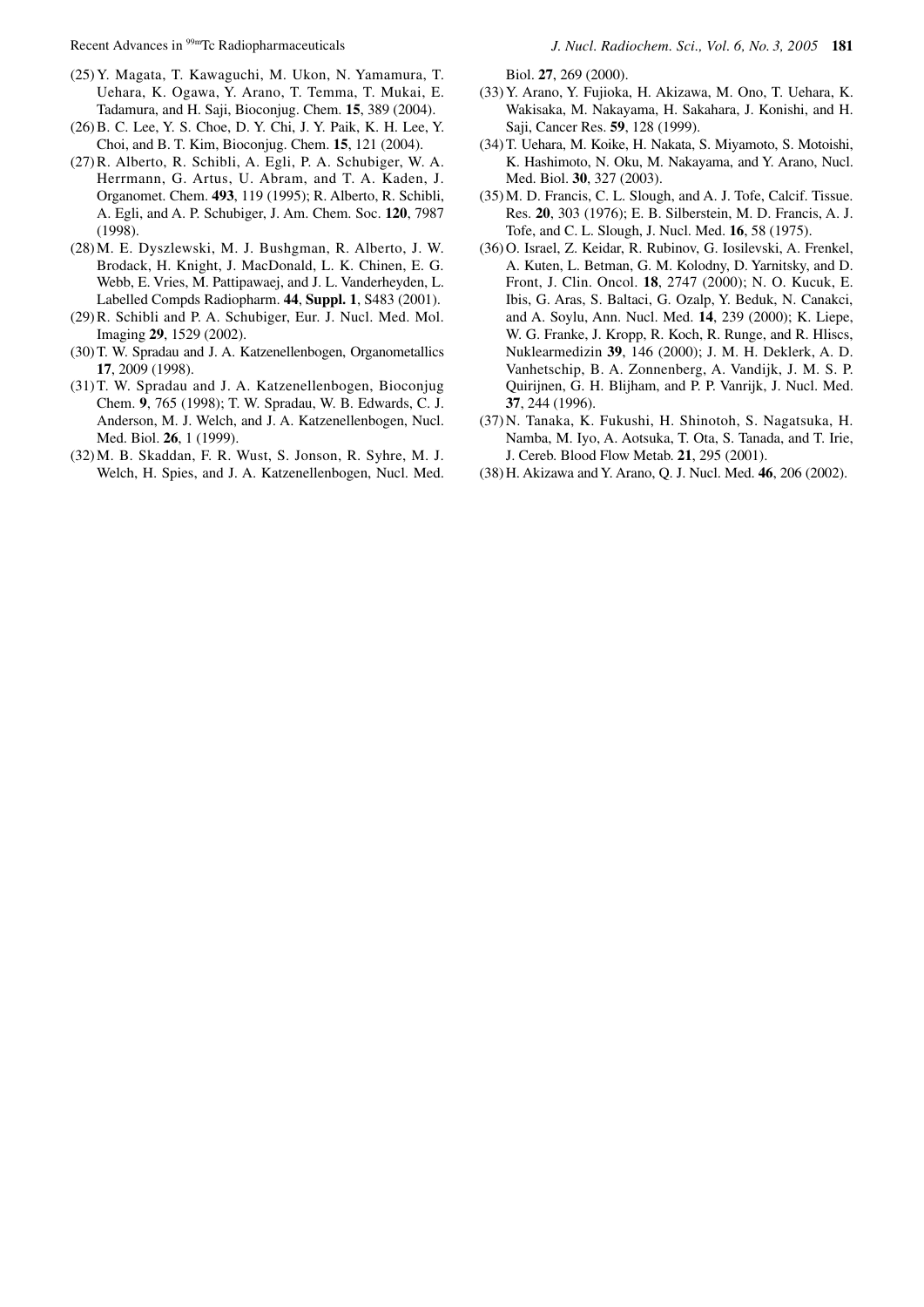(25) Y. Magata, T. Kawaguchi, M. Ukon, N. Yamamura, T. Uehara, K. Ogawa, Y. Arano, T. Temma, T. Mukai, E. Tadamura, and H. Saji, Bioconjug. Chem. **15**, 389 (2004).

(26) B. C. Lee, Y. S. Choe, D. Y. Chi, J. Y. Paik, K. H. Lee, Y. Choi, and B. T. Kim, Bioconjug. Chem. **15**, 121 (2004).

(27) R. Alberto, R. Schibli, A. Egli, P. A. Schubiger, W. A. Herrmann, G. Artus, U. Abram, and T. A. Kaden, J. Organomet. Chem. **493**, 119 (1995); R. Alberto, R. Schibli, A. Egli, and A. P. Schubiger, J. Am. Chem. Soc. **120**, 7987 (1998).

(28) M. E. Dyszlewski, M. J. Bushgman, R. Alberto, J. W. Brodack, H. Knight, J. MacDonald, L. K. Chinen, E. G. Webb, E. Vries, M. Pattipawaej, and J. L. Vanderheyden, L. Labelled Compds Radiopharm. **44**, **Suppl. 1**, S483 (2001).

(29) R. Schibli and P. A. Schubiger, Eur. J. Nucl. Med. Mol. Imaging **29**, 1529 (2002).

(30) T. W. Spradau and J. A. Katzenellenbogen, Organometallics **17**, 2009 (1998).

(31) T. W. Spradau and J. A. Katzenellenbogen, Bioconjug Chem. **9**, 765 (1998); T. W. Spradau, W. B. Edwards, C. J. Anderson, M. J. Welch, and J. A. Katzenellenbogen, Nucl. Med. Biol. **26**, 1 (1999).

(32) M. B. Skaddan, F. R. Wust, S. Jonson, R. Syhre, M. J. Welch, H. Spies, and J. A. Katzenellenbogen, Nucl. Med. Biol. **27**, 269 (2000).

(33) Y. Arano, Y. Fujioka, H. Akizawa, M. Ono, T. Uehara, K. Wakisaka, M. Nakayama, H. Sakahara, J. Konishi, and H. Saji, Cancer Res. **59**, 128 (1999).

(34) T. Uehara, M. Koike, H. Nakata, S. Miyamoto, S. Motoishi, K. Hashimoto, N. Oku, M. Nakayama, and Y. Arano, Nucl. Med. Biol. **30**, 327 (2003).

(35) M. D. Francis, C. L. Slough, and A. J. Tofe, Calcif. Tissue. Res. **20**, 303 (1976); E. B. Silberstein, M. D. Francis, A. J. Tofe, and C. L. Slough, J. Nucl. Med. **16**, 58 (1975).

(36) O. Israel, Z. Keidar, R. Rubinov, G. Iosilevski, A. Frenkel, A. Kuten, L. Betman, G. M. Kolodny, D. Yarnitsky, and D. Front, J. Clin. Oncol. **18**, 2747 (2000); N. O. Kucuk, E. Ibis, G. Aras, S. Baltaci, G. Ozalp, Y. Beduk, N. Canakci, and A. Soylu, Ann. Nucl. Med. **14**, 239 (2000); K. Liepe, W. G. Franke, J. Kropp, R. Koch, R. Runge, and R. Hliscs, Nuklearmedizin **39**, 146 (2000); J. M. H. Deklerk, A. D. Vanhetschip, B. A. Zonnenberg, A. Vandijk, J. M. S. P. Quirijnen, G. H. Blijham, and P. P. Vanrijk, J. Nucl. Med. **37**, 244 (1996).

(37) N. Tanaka, K. Fukushi, H. Shinotoh, S. Nagatsuka, H. Namba, M. Iyo, A. Aotsuka, T. Ota, S. Tanada, and T. Irie, J. Cereb. Blood Flow Metab. **21**, 295 (2001).

(38) H. Akizawa and Y. Arano, Q. J. Nucl. Med. **46**, 206 (2002).